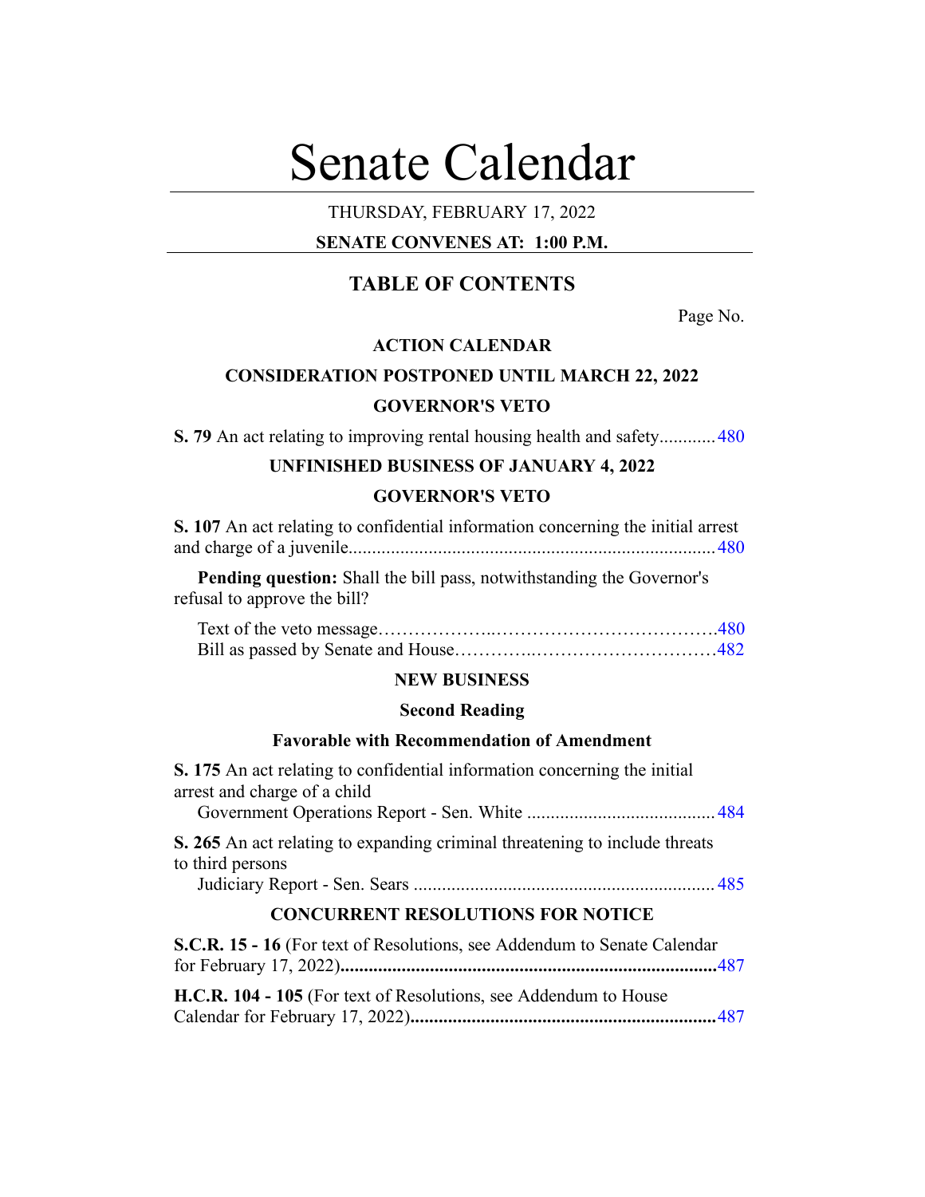# Senate Calendar

THURSDAY, FEBRUARY 17, 2022

**SENATE CONVENES AT: 1:00 P.M.**

## TABLE OF CONTENTS

Page No.

### ACTION CALENDAR

### CONSIDERATION POSTPONED UNTIL MARCH 22, 2022

### GOVERNOR'S VETO

**S. 79** An act relating to improving rental housing health and safety............480

### UNFINISHED BUSINESS OF JANUARY 4, 2022

### GOVERNOR'S VETO

**S. 107** An act relating to confidential information concerning the initial arrest and charge of a juvenile............................................................................480

**Pending question:** Shall the bill pass, notwithstanding the Governor's refusal to approve the bill?

Text of the veto message………………..……………………………….480
Bill as passed by Senate and House…………..…………………………482

### NEW BUSINESS

**Second Reading**

**Favorable with Recommendation of Amendment**

**S. 175** An act relating to confidential information concerning the initial arrest and charge of a child
Government Operations Report - Sen. White .......................................484

**S. 265** An act relating to expanding criminal threatening to include threats to third persons
Judiciary Report - Sen. Sears ...............................................................485

### CONCURRENT RESOLUTIONS FOR NOTICE

**S.C.R. 15 - 16** (For text of Resolutions, see Addendum to Senate Calendar for February 17, 2022)**..............................................................................**487

**H.C.R. 104 - 105** (For text of Resolutions, see Addendum to House Calendar for February 17, 2022)**...............................................................**487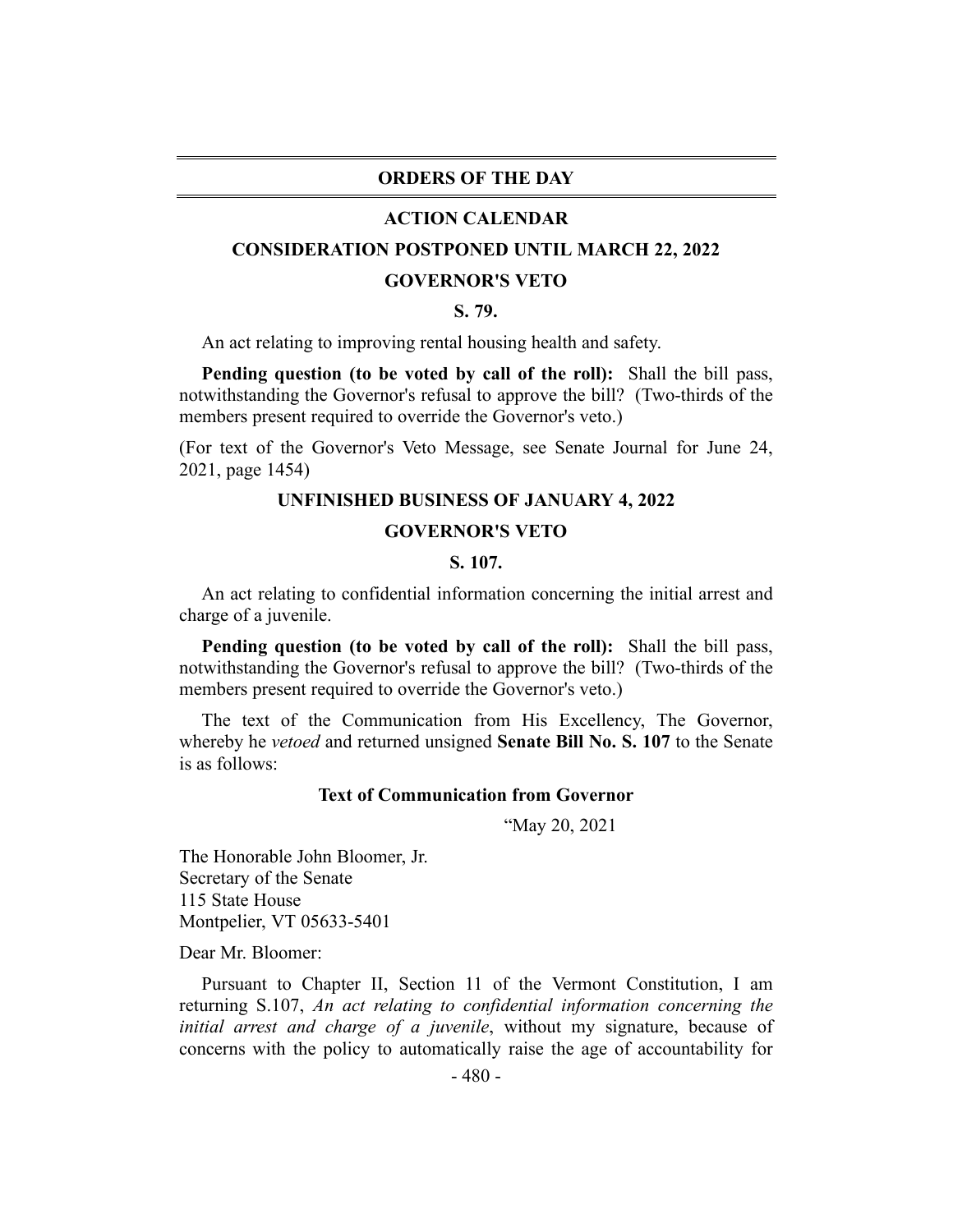## ORDERS OF THE DAY

### ACTION CALENDAR

### CONSIDERATION POSTPONED UNTIL MARCH 22, 2022

### GOVERNOR'S VETO

### S. 79.

An act relating to improving rental housing health and safety.

**Pending question (to be voted by call of the roll):** Shall the bill pass, notwithstanding the Governor's refusal to approve the bill? (Two-thirds of the members present required to override the Governor's veto.)

(For text of the Governor's Veto Message, see Senate Journal for June 24, 2021, page 1454)

### UNFINISHED BUSINESS OF JANUARY 4, 2022

### GOVERNOR'S VETO

### S. 107.

An act relating to confidential information concerning the initial arrest and charge of a juvenile.

**Pending question (to be voted by call of the roll):** Shall the bill pass, notwithstanding the Governor's refusal to approve the bill? (Two-thirds of the members present required to override the Governor's veto.)

The text of the Communication from His Excellency, The Governor, whereby he *vetoed* and returned unsigned **Senate Bill No. S. 107** to the Senate is as follows:

**Text of Communication from Governor**

"May 20, 2021

The Honorable John Bloomer, Jr.
Secretary of the Senate
115 State House
Montpelier, VT 05633-5401

Dear Mr. Bloomer:

Pursuant to Chapter II, Section 11 of the Vermont Constitution, I am returning S.107, *An act relating to confidential information concerning the initial arrest and charge of a juvenile*, without my signature, because of concerns with the policy to automatically raise the age of accountability for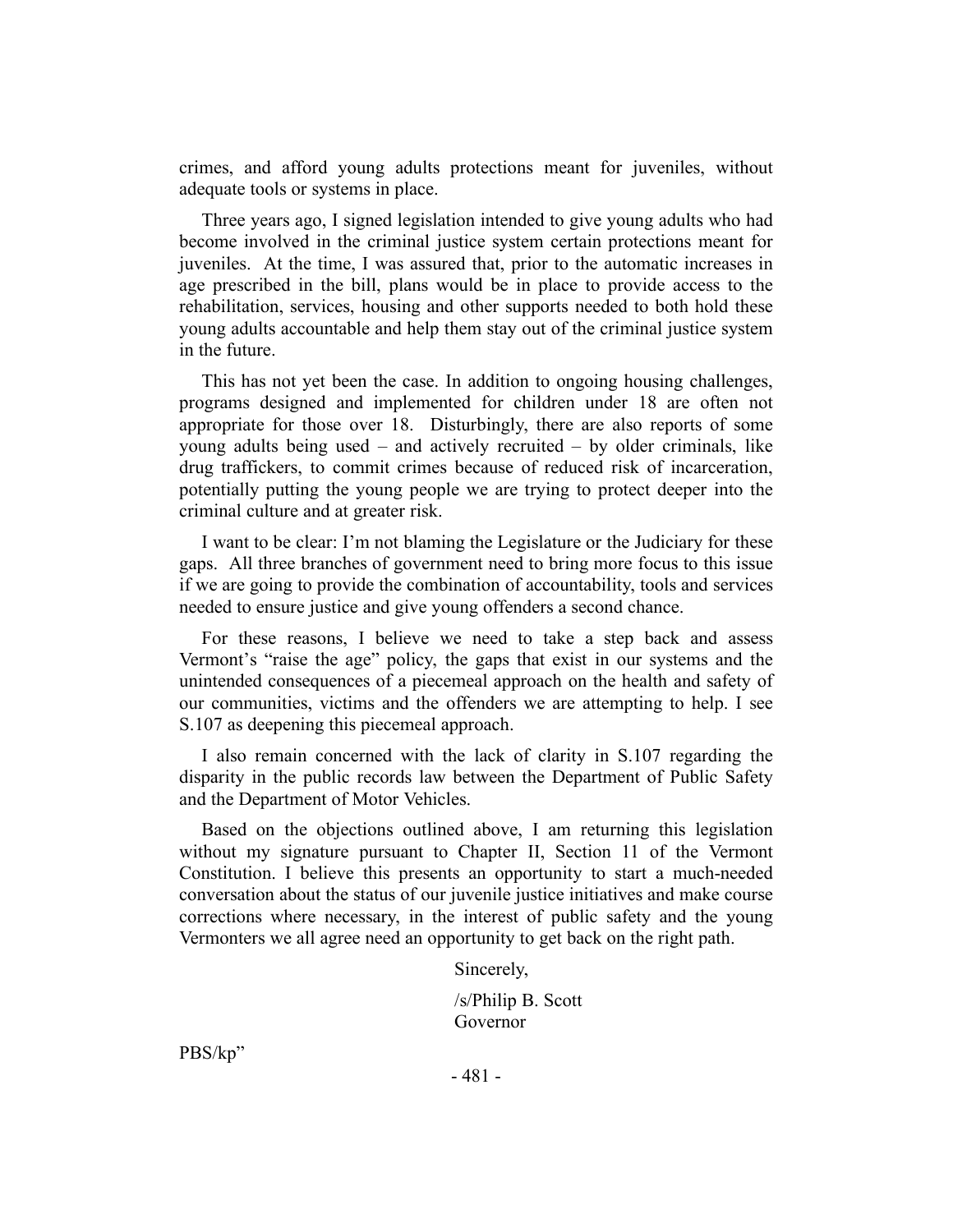crimes, and afford young adults protections meant for juveniles, without adequate tools or systems in place.

Three years ago, I signed legislation intended to give young adults who had become involved in the criminal justice system certain protections meant for juveniles. At the time, I was assured that, prior to the automatic increases in age prescribed in the bill, plans would be in place to provide access to the rehabilitation, services, housing and other supports needed to both hold these young adults accountable and help them stay out of the criminal justice system in the future.

This has not yet been the case. In addition to ongoing housing challenges, programs designed and implemented for children under 18 are often not appropriate for those over 18. Disturbingly, there are also reports of some young adults being used – and actively recruited – by older criminals, like drug traffickers, to commit crimes because of reduced risk of incarceration, potentially putting the young people we are trying to protect deeper into the criminal culture and at greater risk.

I want to be clear: I'm not blaming the Legislature or the Judiciary for these gaps. All three branches of government need to bring more focus to this issue if we are going to provide the combination of accountability, tools and services needed to ensure justice and give young offenders a second chance.

For these reasons, I believe we need to take a step back and assess Vermont's "raise the age" policy, the gaps that exist in our systems and the unintended consequences of a piecemeal approach on the health and safety of our communities, victims and the offenders we are attempting to help. I see S.107 as deepening this piecemeal approach.

I also remain concerned with the lack of clarity in S.107 regarding the disparity in the public records law between the Department of Public Safety and the Department of Motor Vehicles.

Based on the objections outlined above, I am returning this legislation without my signature pursuant to Chapter II, Section 11 of the Vermont Constitution. I believe this presents an opportunity to start a much-needed conversation about the status of our juvenile justice initiatives and make course corrections where necessary, in the interest of public safety and the young Vermonters we all agree need an opportunity to get back on the right path.

Sincerely,

/s/Philip B. Scott
Governor

PBS/kp"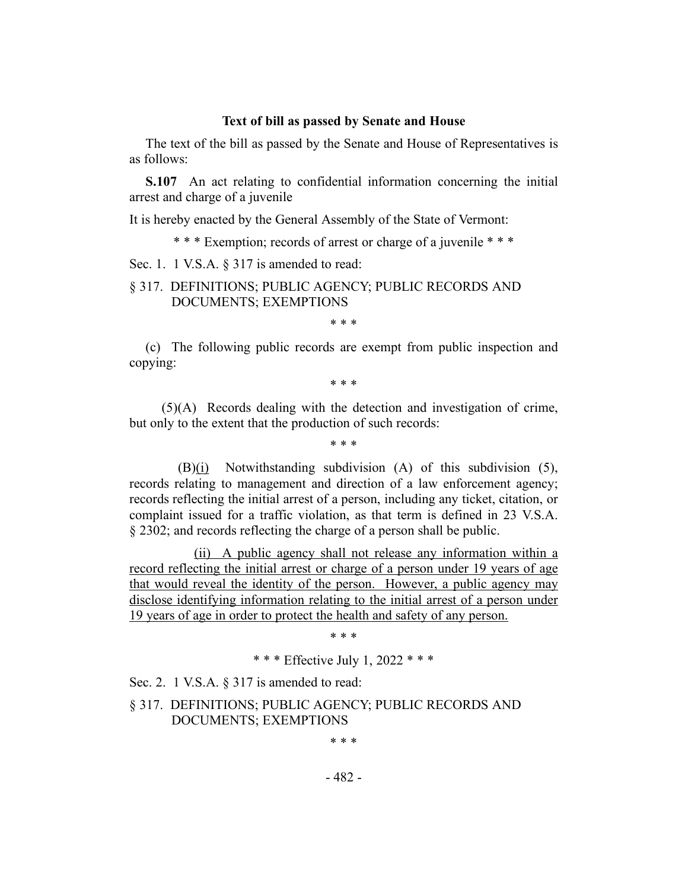**Text of bill as passed by Senate and House**

The text of the bill as passed by the Senate and House of Representatives is as follows:

**S.107** An act relating to confidential information concerning the initial arrest and charge of a juvenile

It is hereby enacted by the General Assembly of the State of Vermont:

\* \* \* Exemption; records of arrest or charge of a juvenile \* \* \*

Sec. 1. 1 V.S.A. § 317 is amended to read:

§ 317. DEFINITIONS; PUBLIC AGENCY; PUBLIC RECORDS AND DOCUMENTS; EXEMPTIONS

\* \* \*

(c) The following public records are exempt from public inspection and copying:

\* \* \*

(5)(A) Records dealing with the detection and investigation of crime, but only to the extent that the production of such records:

\* \* \*

(B)<u>(i)</u> Notwithstanding subdivision (A) of this subdivision (5), records relating to management and direction of a law enforcement agency; records reflecting the initial arrest of a person, including any ticket, citation, or complaint issued for a traffic violation, as that term is defined in 23 V.S.A. § 2302; and records reflecting the charge of a person shall be public.

<u>(ii) A public agency shall not release any information within a record reflecting the initial arrest or charge of a person under 19 years of age that would reveal the identity of the person. However, a public agency may disclose identifying information relating to the initial arrest of a person under 19 years of age in order to protect the health and safety of any person.</u>

\* \* \*

\* \* \* Effective July 1, 2022 \* \* \*

Sec. 2. 1 V.S.A. § 317 is amended to read:

§ 317. DEFINITIONS; PUBLIC AGENCY; PUBLIC RECORDS AND DOCUMENTS; EXEMPTIONS

\* \* \*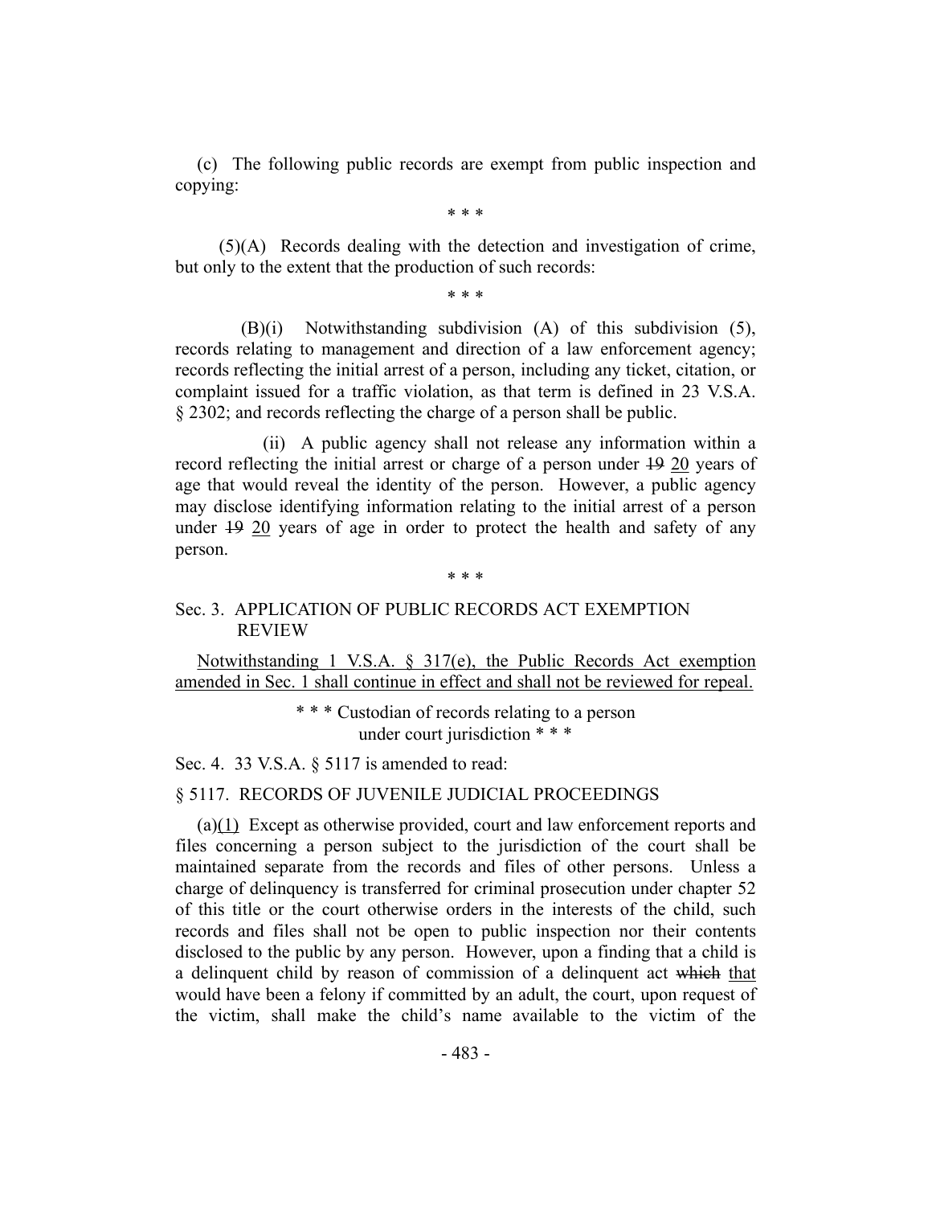(c) The following public records are exempt from public inspection and copying:

\* \* \*

(5)(A) Records dealing with the detection and investigation of crime, but only to the extent that the production of such records:

\* \* \*

(B)(i) Notwithstanding subdivision (A) of this subdivision (5), records relating to management and direction of a law enforcement agency; records reflecting the initial arrest of a person, including any ticket, citation, or complaint issued for a traffic violation, as that term is defined in 23 V.S.A. § 2302; and records reflecting the charge of a person shall be public.

(ii) A public agency shall not release any information within a record reflecting the initial arrest or charge of a person under ~~19~~ 20 years of age that would reveal the identity of the person. However, a public agency may disclose identifying information relating to the initial arrest of a person under ~~19~~ 20 years of age in order to protect the health and safety of any person.

\* \* \*

Sec. 3. APPLICATION OF PUBLIC RECORDS ACT EXEMPTION REVIEW

Notwithstanding 1 V.S.A. § 317(e), the Public Records Act exemption amended in Sec. 1 shall continue in effect and shall not be reviewed for repeal.

\* \* \* Custodian of records relating to a person under court jurisdiction \* \* \*

Sec. 4. 33 V.S.A. § 5117 is amended to read:

§ 5117. RECORDS OF JUVENILE JUDICIAL PROCEEDINGS

(a)(1) Except as otherwise provided, court and law enforcement reports and files concerning a person subject to the jurisdiction of the court shall be maintained separate from the records and files of other persons. Unless a charge of delinquency is transferred for criminal prosecution under chapter 52 of this title or the court otherwise orders in the interests of the child, such records and files shall not be open to public inspection nor their contents disclosed to the public by any person. However, upon a finding that a child is a delinquent child by reason of commission of a delinquent act ~~which~~ that would have been a felony if committed by an adult, the court, upon request of the victim, shall make the child's name available to the victim of the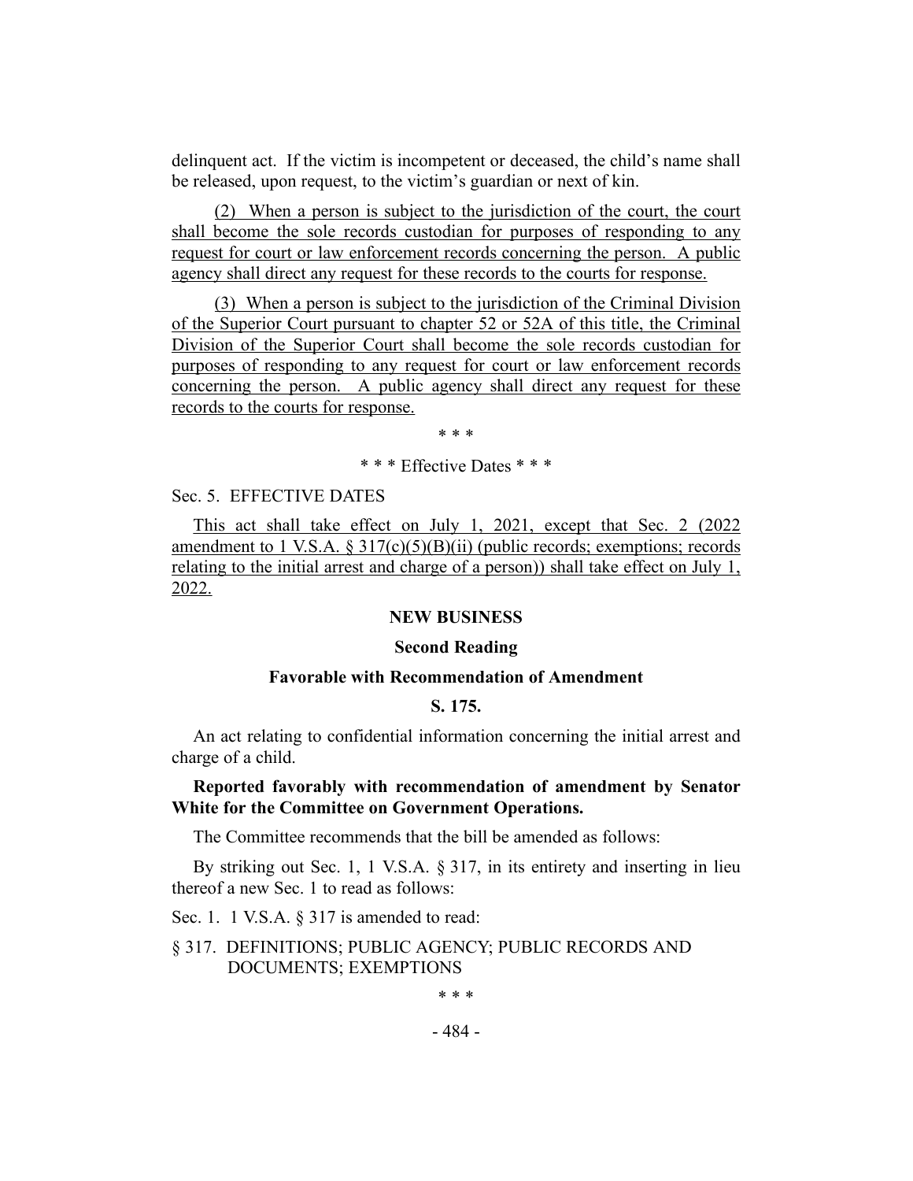delinquent act. If the victim is incompetent or deceased, the child's name shall be released, upon request, to the victim's guardian or next of kin.

(2) When a person is subject to the jurisdiction of the court, the court shall become the sole records custodian for purposes of responding to any request for court or law enforcement records concerning the person. A public agency shall direct any request for these records to the courts for response.

(3) When a person is subject to the jurisdiction of the Criminal Division of the Superior Court pursuant to chapter 52 or 52A of this title, the Criminal Division of the Superior Court shall become the sole records custodian for purposes of responding to any request for court or law enforcement records concerning the person. A public agency shall direct any request for these records to the courts for response.

\* \* \*

\* \* \* Effective Dates \* \* \*

Sec. 5. EFFECTIVE DATES

This act shall take effect on July 1, 2021, except that Sec. 2 (2022 amendment to 1 V.S.A. § 317(c)(5)(B)(ii) (public records; exemptions; records relating to the initial arrest and charge of a person)) shall take effect on July 1, 2022.

**NEW BUSINESS**

**Second Reading**

**Favorable with Recommendation of Amendment**

**S. 175.**

An act relating to confidential information concerning the initial arrest and charge of a child.

**Reported favorably with recommendation of amendment by Senator White for the Committee on Government Operations.**

The Committee recommends that the bill be amended as follows:

By striking out Sec. 1, 1 V.S.A. § 317, in its entirety and inserting in lieu thereof a new Sec. 1 to read as follows:

Sec. 1. 1 V.S.A. § 317 is amended to read:

§ 317. DEFINITIONS; PUBLIC AGENCY; PUBLIC RECORDS AND DOCUMENTS; EXEMPTIONS

\* \* \*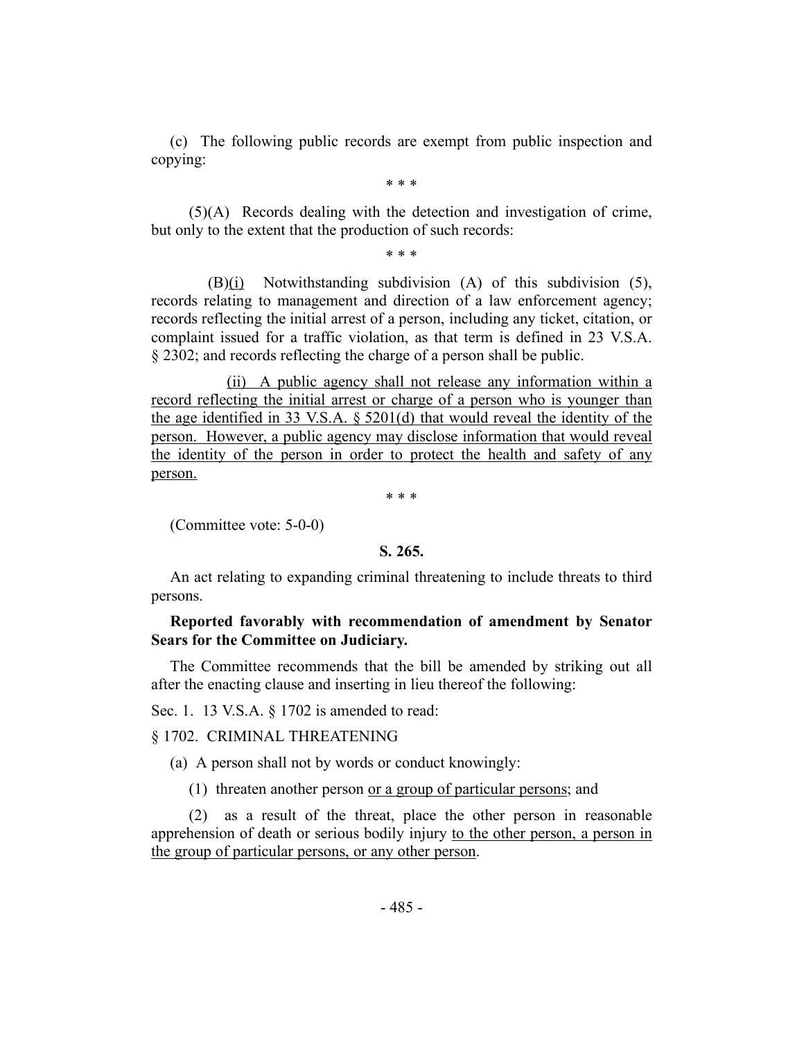(c) The following public records are exempt from public inspection and copying:

\* \* \*

(5)(A) Records dealing with the detection and investigation of crime, but only to the extent that the production of such records:

\* \* \*

(B)<u>(i)</u> Notwithstanding subdivision (A) of this subdivision (5), records relating to management and direction of a law enforcement agency; records reflecting the initial arrest of a person, including any ticket, citation, or complaint issued for a traffic violation, as that term is defined in 23 V.S.A. § 2302; and records reflecting the charge of a person shall be public.

<u>(ii) A public agency shall not release any information within a record reflecting the initial arrest or charge of a person who is younger than the age identified in 33 V.S.A. § 5201(d) that would reveal the identity of the person. However, a public agency may disclose information that would reveal the identity of the person in order to protect the health and safety of any person.</u>

\* \* \*

(Committee vote: 5-0-0)

**S. 265.**

An act relating to expanding criminal threatening to include threats to third persons.

**Reported favorably with recommendation of amendment by Senator Sears for the Committee on Judiciary.**

The Committee recommends that the bill be amended by striking out all after the enacting clause and inserting in lieu thereof the following:

Sec. 1. 13 V.S.A. § 1702 is amended to read:

§ 1702. CRIMINAL THREATENING

(a) A person shall not by words or conduct knowingly:

(1) threaten another person <u>or a group of particular persons</u>; and

(2) as a result of the threat, place the other person in reasonable apprehension of death or serious bodily injury <u>to the other person, a person in the group of particular persons, or any other person</u>.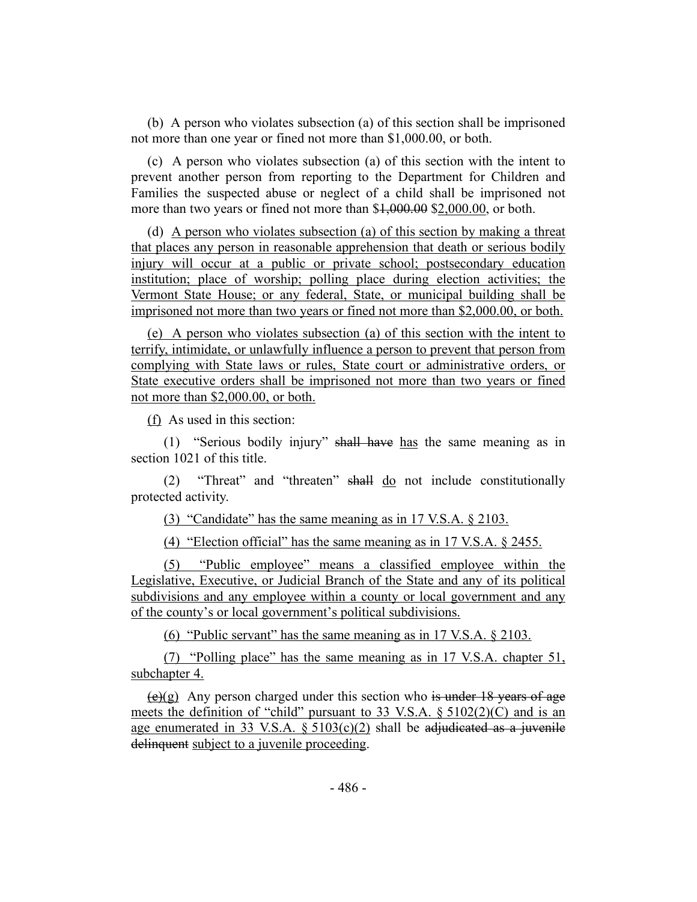(b) A person who violates subsection (a) of this section shall be imprisoned not more than one year or fined not more than $1,000.00, or both.

(c) A person who violates subsection (a) of this section with the intent to prevent another person from reporting to the Department for Children and Families the suspected abuse or neglect of a child shall be imprisoned not more than two years or fined not more than ~~$1,000.00~~ $2,000.00, or both.

(d) A person who violates subsection (a) of this section by making a threat that places any person in reasonable apprehension that death or serious bodily injury will occur at a public or private school; postsecondary education institution; place of worship; polling place during election activities; the Vermont State House; or any federal, State, or municipal building shall be imprisoned not more than two years or fined not more than $2,000.00, or both.

(e) A person who violates subsection (a) of this section with the intent to terrify, intimidate, or unlawfully influence a person to prevent that person from complying with State laws or rules, State court or administrative orders, or State executive orders shall be imprisoned not more than two years or fined not more than $2,000.00, or both.

(f) As used in this section:

(1) "Serious bodily injury" ~~shall have~~ has the same meaning as in section 1021 of this title.

(2) "Threat" and "threaten" ~~shall~~ do not include constitutionally protected activity.

(3) "Candidate" has the same meaning as in 17 V.S.A. § 2103.

(4) "Election official" has the same meaning as in 17 V.S.A. § 2455.

(5) "Public employee" means a classified employee within the Legislative, Executive, or Judicial Branch of the State and any of its political subdivisions and any employee within a county or local government and any of the county's or local government's political subdivisions.

(6) "Public servant" has the same meaning as in 17 V.S.A. § 2103.

(7) "Polling place" has the same meaning as in 17 V.S.A. chapter 51, subchapter 4.

~~(e)~~(g) Any person charged under this section who ~~is under 18 years of age~~ meets the definition of "child" pursuant to 33 V.S.A. § 5102(2)(C) and is an age enumerated in 33 V.S.A. § 5103(c)(2) shall be ~~adjudicated as a juvenile delinquent~~ subject to a juvenile proceeding.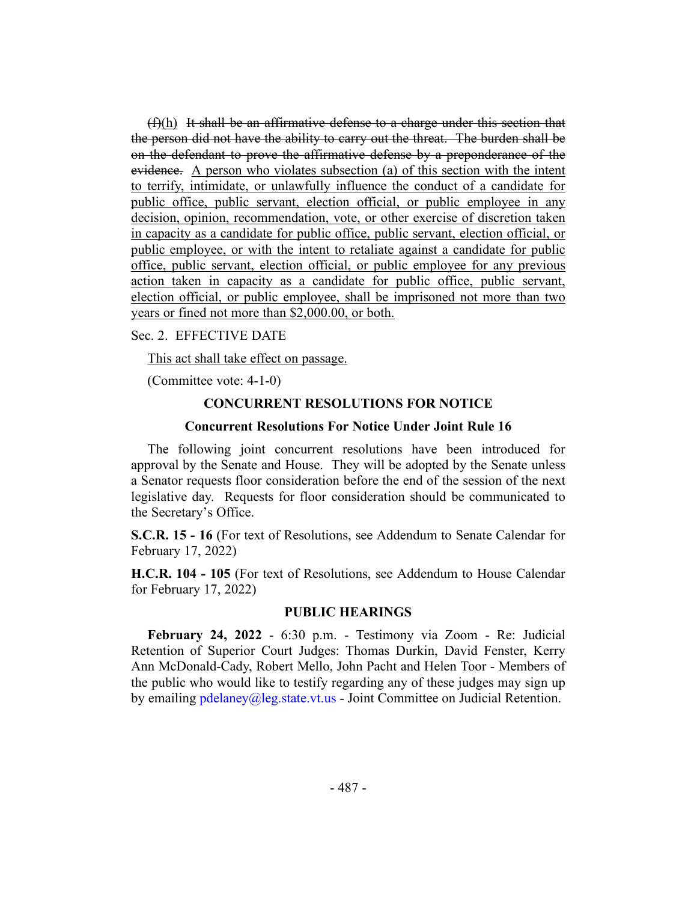~~(f)~~(h) ~~It shall be an affirmative defense to a charge under this section that the person did not have the ability to carry out the threat. The burden shall be on the defendant to prove the affirmative defense by a preponderance of the evidence.~~ <u>A person who violates subsection (a) of this section with the intent to terrify, intimidate, or unlawfully influence the conduct of a candidate for public office, public servant, election official, or public employee in any decision, opinion, recommendation, vote, or other exercise of discretion taken in capacity as a candidate for public office, public servant, election official, or public employee, or with the intent to retaliate against a candidate for public office, public servant, election official, or public employee for any previous action taken in capacity as a candidate for public office, public servant, election official, or public employee, shall be imprisoned not more than two years or fined not more than $2,000.00, or both.</u>

Sec. 2. EFFECTIVE DATE

<u>This act shall take effect on passage.</u>

(Committee vote: 4-1-0)

## CONCURRENT RESOLUTIONS FOR NOTICE

### Concurrent Resolutions For Notice Under Joint Rule 16

The following joint concurrent resolutions have been introduced for approval by the Senate and House. They will be adopted by the Senate unless a Senator requests floor consideration before the end of the session of the next legislative day. Requests for floor consideration should be communicated to the Secretary's Office.

**S.C.R. 15 - 16** (For text of Resolutions, see Addendum to Senate Calendar for February 17, 2022)

**H.C.R. 104 - 105** (For text of Resolutions, see Addendum to House Calendar for February 17, 2022)

## PUBLIC HEARINGS

**February 24, 2022** - 6:30 p.m. - Testimony via Zoom - Re: Judicial Retention of Superior Court Judges: Thomas Durkin, David Fenster, Kerry Ann McDonald-Cady, Robert Mello, John Pacht and Helen Toor - Members of the public who would like to testify regarding any of these judges may sign up by emailing pdelaney@leg.state.vt.us - Joint Committee on Judicial Retention.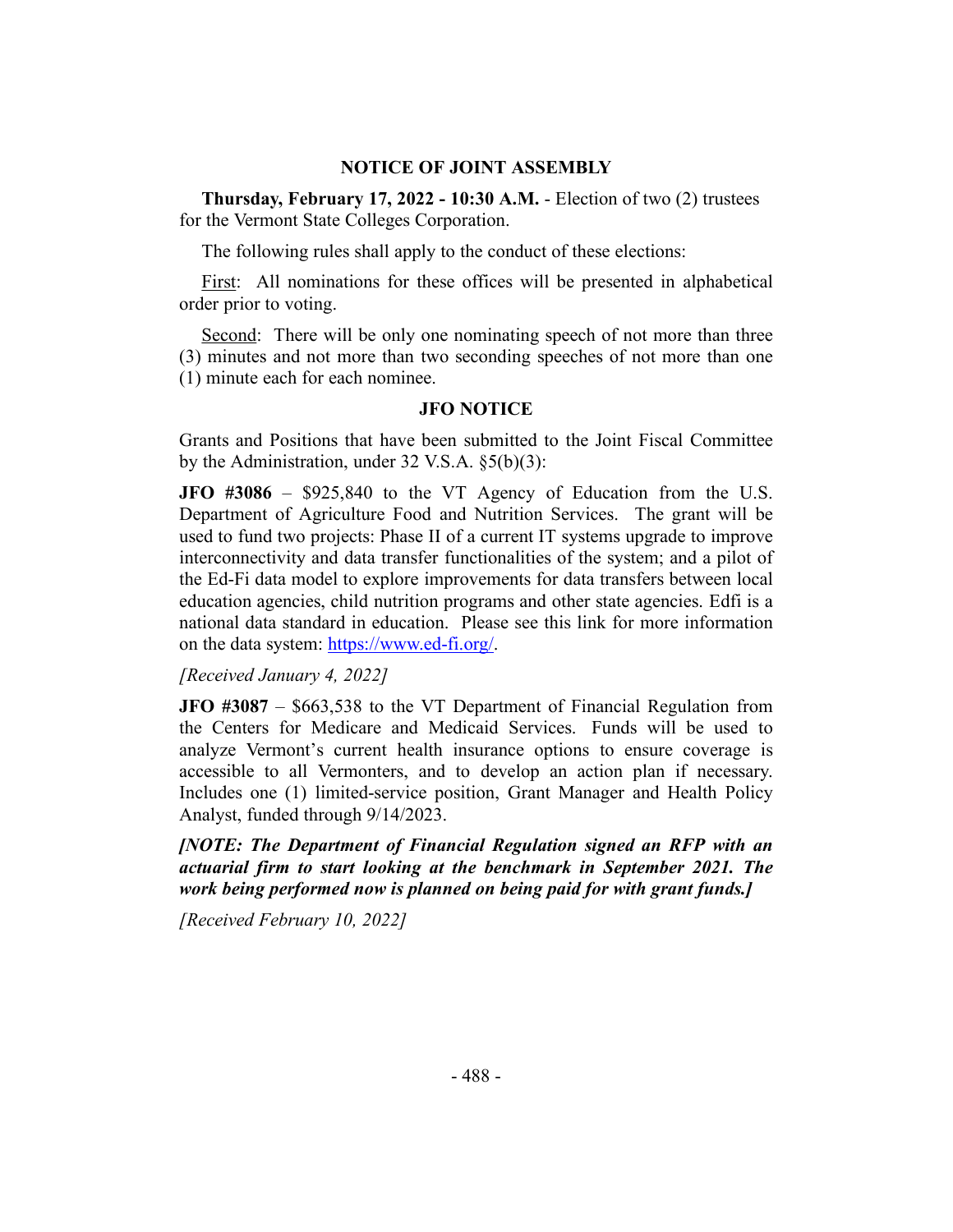## NOTICE OF JOINT ASSEMBLY

**Thursday, February 17, 2022 - 10:30 A.M.** - Election of two (2) trustees for the Vermont State Colleges Corporation.

The following rules shall apply to the conduct of these elections:

First: All nominations for these offices will be presented in alphabetical order prior to voting.

Second: There will be only one nominating speech of not more than three (3) minutes and not more than two seconding speeches of not more than one (1) minute each for each nominee.

## JFO NOTICE

Grants and Positions that have been submitted to the Joint Fiscal Committee by the Administration, under 32 V.S.A. §5(b)(3):

**JFO #3086** – $925,840 to the VT Agency of Education from the U.S. Department of Agriculture Food and Nutrition Services. The grant will be used to fund two projects: Phase II of a current IT systems upgrade to improve interconnectivity and data transfer functionalities of the system; and a pilot of the Ed-Fi data model to explore improvements for data transfers between local education agencies, child nutrition programs and other state agencies. Edfi is a national data standard in education. Please see this link for more information on the data system: https://www.ed-fi.org/.

*[Received January 4, 2022]*

**JFO #3087** – $663,538 to the VT Department of Financial Regulation from the Centers for Medicare and Medicaid Services. Funds will be used to analyze Vermont's current health insurance options to ensure coverage is accessible to all Vermonters, and to develop an action plan if necessary. Includes one (1) limited-service position, Grant Manager and Health Policy Analyst, funded through 9/14/2023.

***[NOTE: The Department of Financial Regulation signed an RFP with an actuarial firm to start looking at the benchmark in September 2021. The work being performed now is planned on being paid for with grant funds.]***

*[Received February 10, 2022]*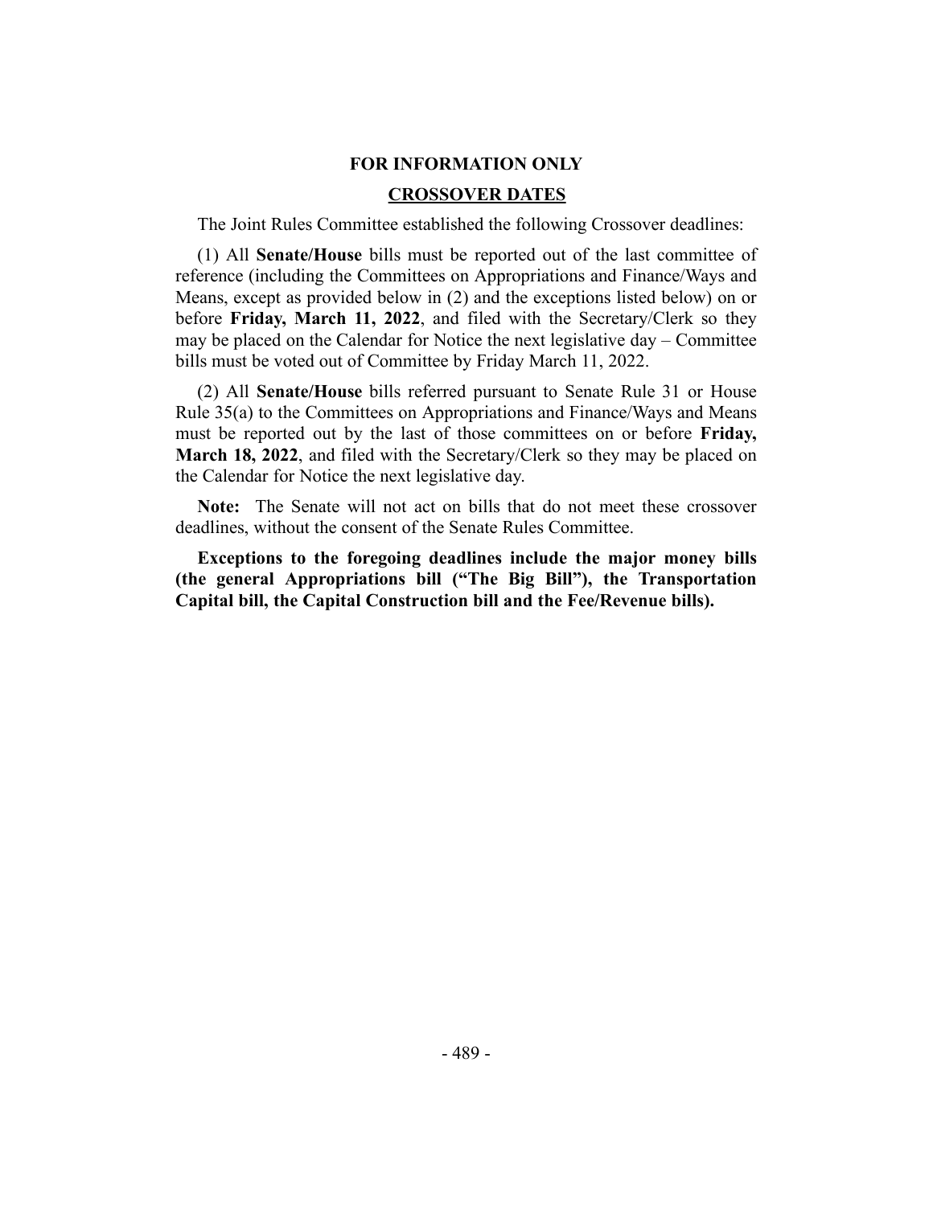**FOR INFORMATION ONLY**

**CROSSOVER DATES**

The Joint Rules Committee established the following Crossover deadlines:

(1) All **Senate/House** bills must be reported out of the last committee of reference (including the Committees on Appropriations and Finance/Ways and Means, except as provided below in (2) and the exceptions listed below) on or before **Friday, March 11, 2022**, and filed with the Secretary/Clerk so they may be placed on the Calendar for Notice the next legislative day – Committee bills must be voted out of Committee by Friday March 11, 2022.

(2) All **Senate/House** bills referred pursuant to Senate Rule 31 or House Rule 35(a) to the Committees on Appropriations and Finance/Ways and Means must be reported out by the last of those committees on or before **Friday, March 18, 2022**, and filed with the Secretary/Clerk so they may be placed on the Calendar for Notice the next legislative day.

**Note:** The Senate will not act on bills that do not meet these crossover deadlines, without the consent of the Senate Rules Committee.

**Exceptions to the foregoing deadlines include the major money bills (the general Appropriations bill ("The Big Bill"), the Transportation Capital bill, the Capital Construction bill and the Fee/Revenue bills).**